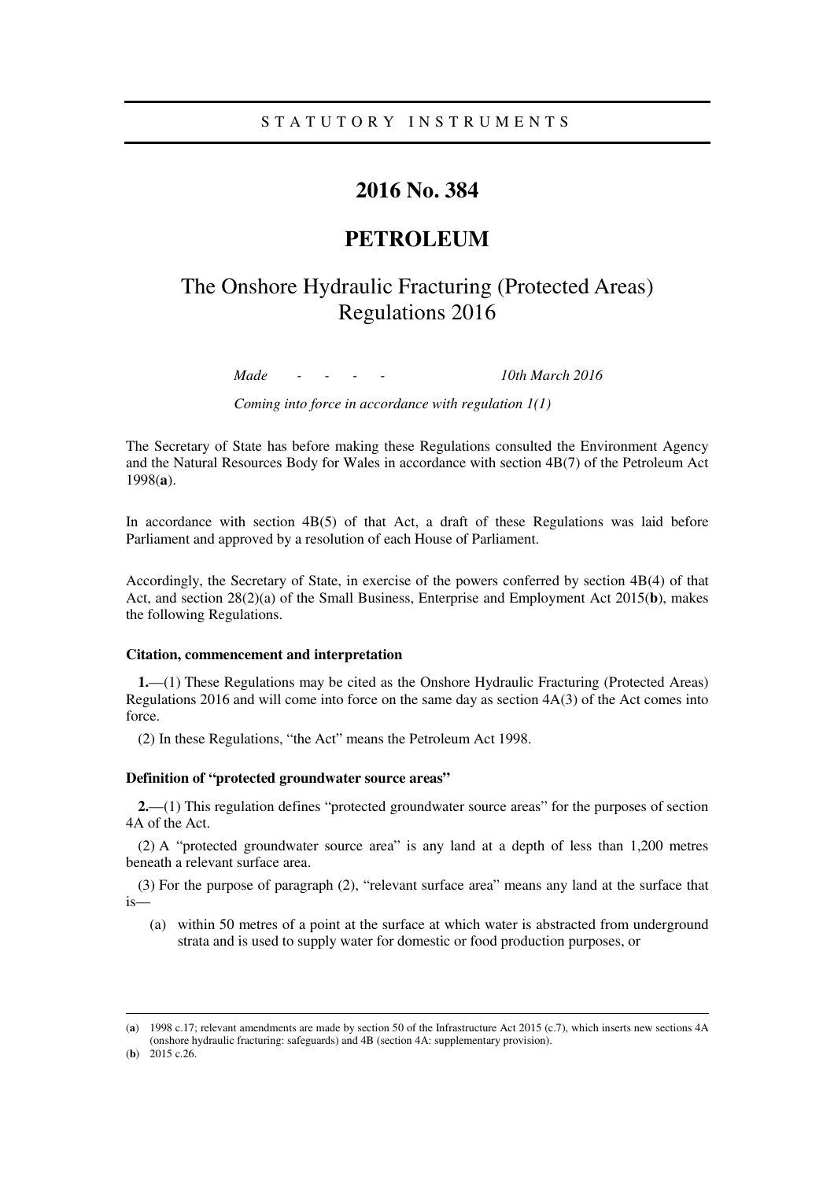STATUTORY INSTRUMENTS

# 2016 No. 384

# PETROLEUM

## The Onshore Hydraulic Fracturing (Protected Areas) Regulations 2016

*Made - - - - 10th March 2016*

*Coming into force in accordance with regulation 1(1)*

The Secretary of State has before making these Regulations consulted the Environment Agency and the Natural Resources Body for Wales in accordance with section 4B(7) of the Petroleum Act 1998(**a**).

In accordance with section 4B(5) of that Act, a draft of these Regulations was laid before Parliament and approved by a resolution of each House of Parliament.

Accordingly, the Secretary of State, in exercise of the powers conferred by section 4B(4) of that Act, and section 28(2)(a) of the Small Business, Enterprise and Employment Act 2015(**b**), makes the following Regulations.

**Citation, commencement and interpretation**

**1.**—(1) These Regulations may be cited as the Onshore Hydraulic Fracturing (Protected Areas) Regulations 2016 and will come into force on the same day as section 4A(3) of the Act comes into force.

(2) In these Regulations, "the Act" means the Petroleum Act 1998.

**Definition of "protected groundwater source areas"**

**2.**—(1) This regulation defines "protected groundwater source areas" for the purposes of section 4A of the Act.

(2) A "protected groundwater source area" is any land at a depth of less than 1,200 metres beneath a relevant surface area.

(3) For the purpose of paragraph (2), "relevant surface area" means any land at the surface that is—

(a) within 50 metres of a point at the surface at which water is abstracted from underground strata and is used to supply water for domestic or food production purposes, or

---

(**a**) 1998 c.17; relevant amendments are made by section 50 of the Infrastructure Act 2015 (c.7), which inserts new sections 4A (onshore hydraulic fracturing: safeguards) and 4B (section 4A: supplementary provision).

(**b**) 2015 c.26.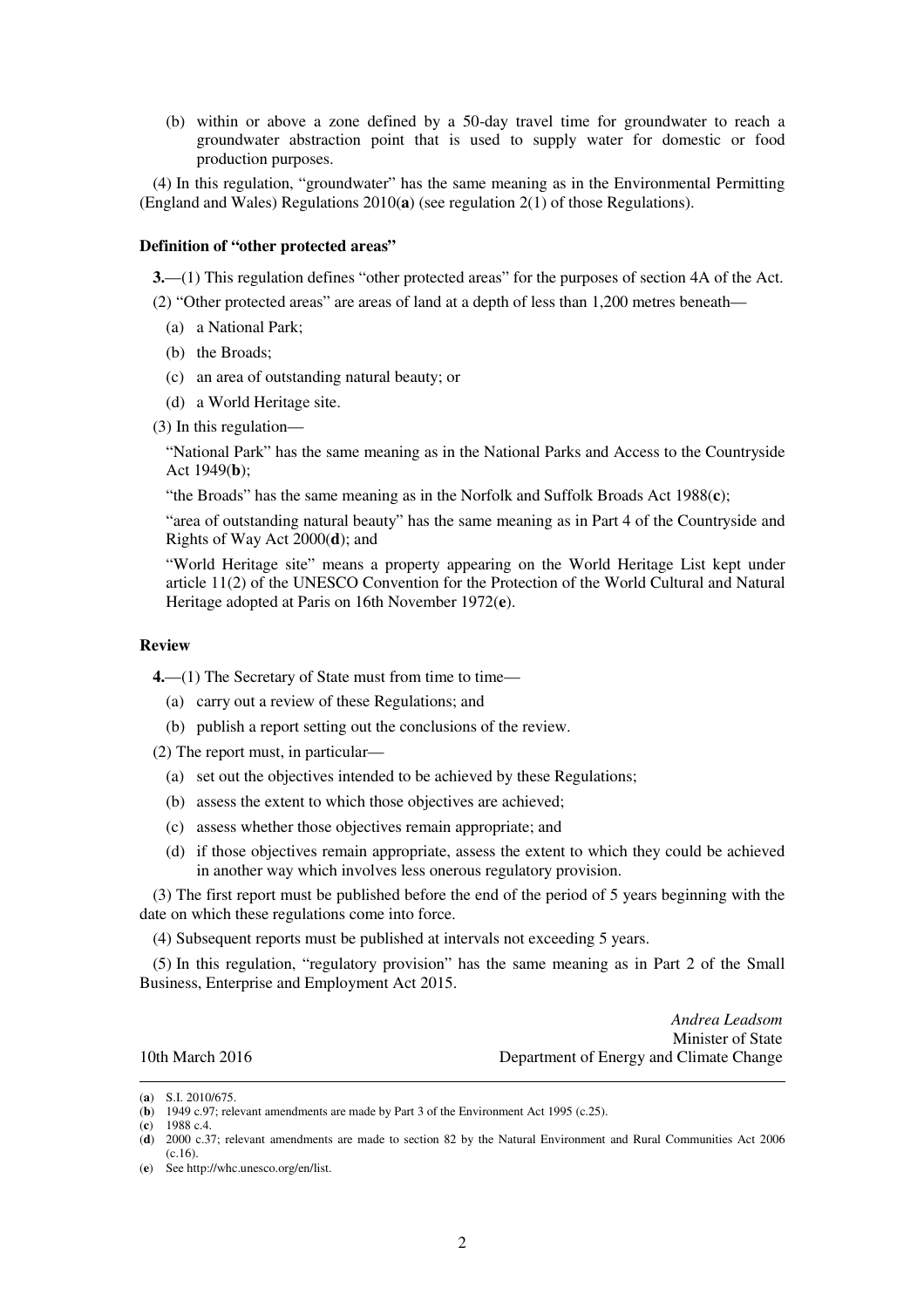(b) within or above a zone defined by a 50-day travel time for groundwater to reach a groundwater abstraction point that is used to supply water for domestic or food production purposes.

(4) In this regulation, "groundwater" has the same meaning as in the Environmental Permitting (England and Wales) Regulations 2010(**a**) (see regulation 2(1) of those Regulations).

**Definition of "other protected areas"**

**3.**—(1) This regulation defines "other protected areas" for the purposes of section 4A of the Act.

(2) "Other protected areas" are areas of land at a depth of less than 1,200 metres beneath—

(a) a National Park;

(b) the Broads;

(c) an area of outstanding natural beauty; or

(d) a World Heritage site.

(3) In this regulation—

"National Park" has the same meaning as in the National Parks and Access to the Countryside Act 1949(**b**);

"the Broads" has the same meaning as in the Norfolk and Suffolk Broads Act 1988(**c**);

"area of outstanding natural beauty" has the same meaning as in Part 4 of the Countryside and Rights of Way Act 2000(**d**); and

"World Heritage site" means a property appearing on the World Heritage List kept under article 11(2) of the UNESCO Convention for the Protection of the World Cultural and Natural Heritage adopted at Paris on 16th November 1972(**e**).

**Review**

**4.**—(1) The Secretary of State must from time to time—

(a) carry out a review of these Regulations; and

(b) publish a report setting out the conclusions of the review.

(2) The report must, in particular—

(a) set out the objectives intended to be achieved by these Regulations;

(b) assess the extent to which those objectives are achieved;

(c) assess whether those objectives remain appropriate; and

(d) if those objectives remain appropriate, assess the extent to which they could be achieved in another way which involves less onerous regulatory provision.

(3) The first report must be published before the end of the period of 5 years beginning with the date on which these regulations come into force.

(4) Subsequent reports must be published at intervals not exceeding 5 years.

(5) In this regulation, "regulatory provision" has the same meaning as in Part 2 of the Small Business, Enterprise and Employment Act 2015.

*Andrea Leadsom*
Minister of State
Department of Energy and Climate Change

10th March 2016

---

(**a**) S.I. 2010/675.
(**b**) 1949 c.97; relevant amendments are made by Part 3 of the Environment Act 1995 (c.25).
(**c**) 1988 c.4.
(**d**) 2000 c.37; relevant amendments are made to section 82 by the Natural Environment and Rural Communities Act 2006 (c.16).
(**e**) See http://whc.unesco.org/en/list.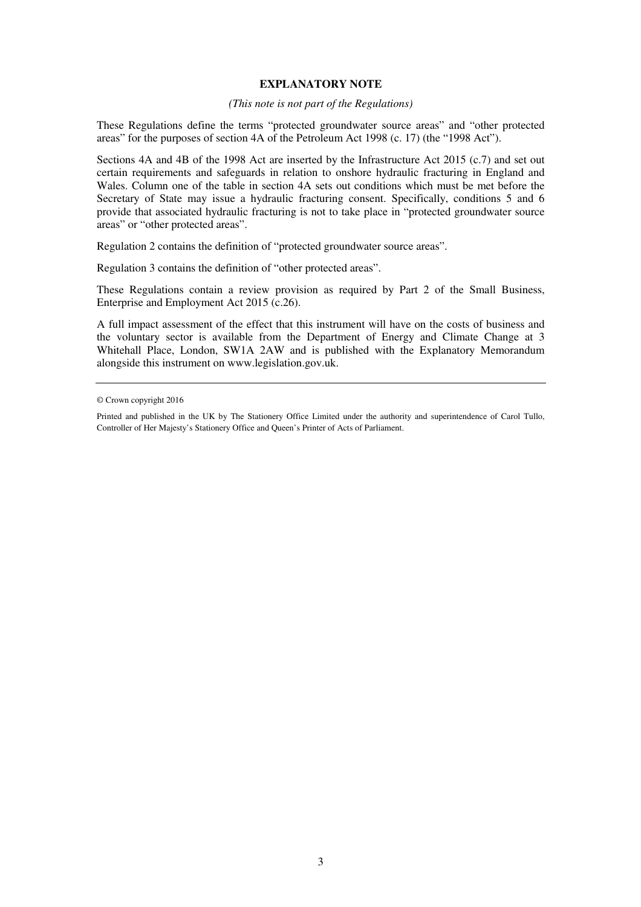## EXPLANATORY NOTE

*(This note is not part of the Regulations)*

These Regulations define the terms "protected groundwater source areas" and "other protected areas" for the purposes of section 4A of the Petroleum Act 1998 (c. 17) (the "1998 Act").

Sections 4A and 4B of the 1998 Act are inserted by the Infrastructure Act 2015 (c.7) and set out certain requirements and safeguards in relation to onshore hydraulic fracturing in England and Wales. Column one of the table in section 4A sets out conditions which must be met before the Secretary of State may issue a hydraulic fracturing consent. Specifically, conditions 5 and 6 provide that associated hydraulic fracturing is not to take place in "protected groundwater source areas" or "other protected areas".

Regulation 2 contains the definition of "protected groundwater source areas".

Regulation 3 contains the definition of "other protected areas".

These Regulations contain a review provision as required by Part 2 of the Small Business, Enterprise and Employment Act 2015 (c.26).

A full impact assessment of the effect that this instrument will have on the costs of business and the voluntary sector is available from the Department of Energy and Climate Change at 3 Whitehall Place, London, SW1A 2AW and is published with the Explanatory Memorandum alongside this instrument on www.legislation.gov.uk.

---

© Crown copyright 2016

Printed and published in the UK by The Stationery Office Limited under the authority and superintendence of Carol Tullo, Controller of Her Majesty's Stationery Office and Queen's Printer of Acts of Parliament.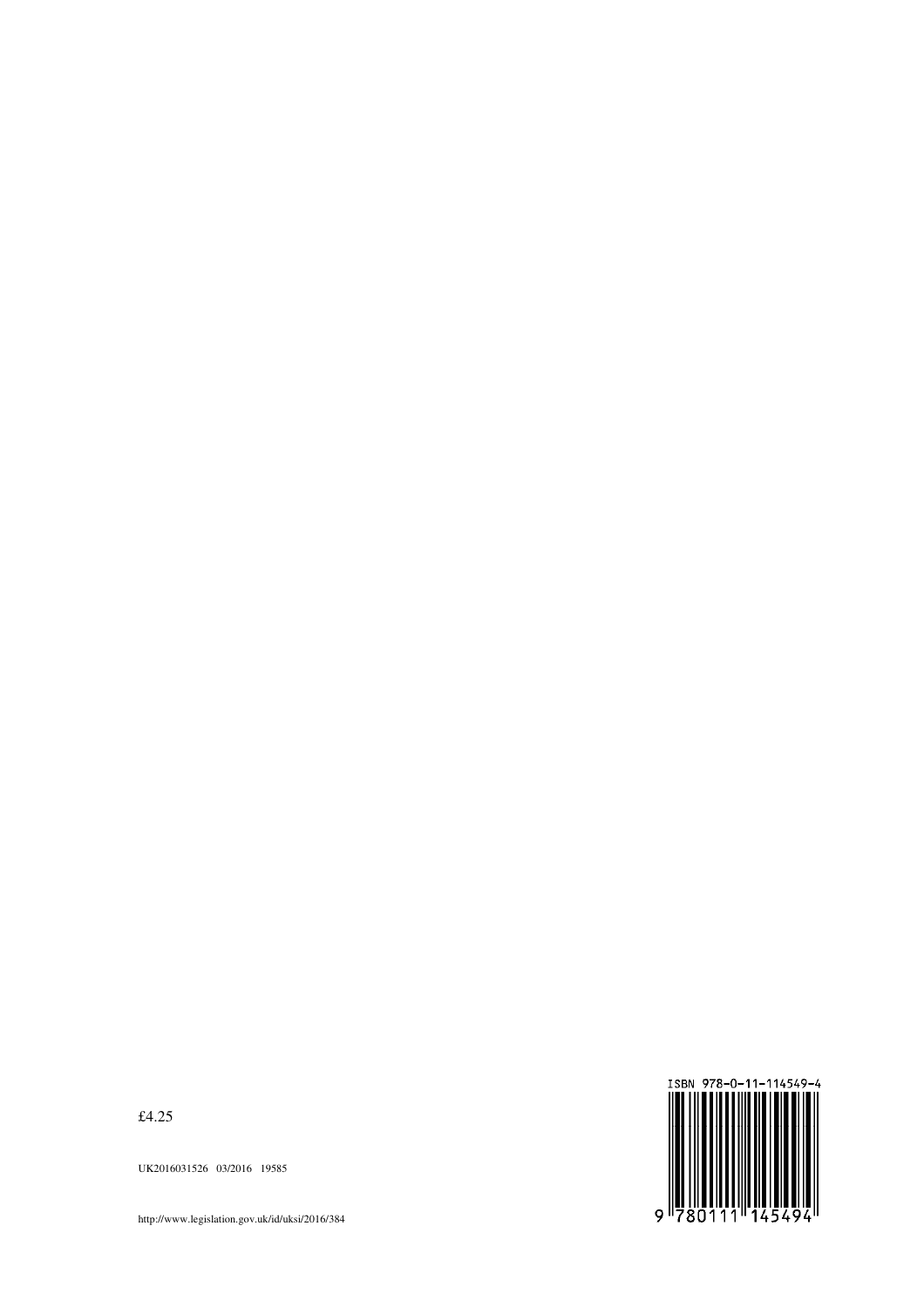£4.25

UK2016031526 03/2016 19585

http://www.legislation.gov.uk/id/uksi/2016/384

ISBN 978-0-11-114549-4

9 780111 145494